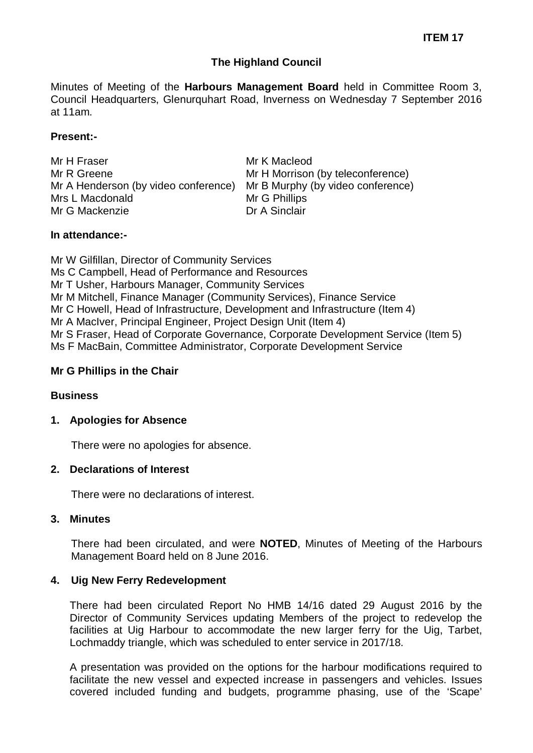**ITEM 17**

# The Highland Council

Minutes of Meeting of the **Harbours Management Board** held in Committee Room 3, Council Headquarters, Glenurquhart Road, Inverness on Wednesday 7 September 2016 at 11am.

**Present:-**

Mr H Fraser
Mr R Greene
Mr A Henderson (by video conference)
Mrs L Macdonald
Mr G Mackenzie
Mr K Macleod
Mr H Morrison (by teleconference)
Mr B Murphy (by video conference)
Mr G Phillips
Dr A Sinclair

**In attendance:-**

Mr W Gilfillan, Director of Community Services
Ms C Campbell, Head of Performance and Resources
Mr T Usher, Harbours Manager, Community Services
Mr M Mitchell, Finance Manager (Community Services), Finance Service
Mr C Howell, Head of Infrastructure, Development and Infrastructure (Item 4)
Mr A MacIver, Principal Engineer, Project Design Unit (Item 4)
Mr S Fraser, Head of Corporate Governance, Corporate Development Service (Item 5)
Ms F MacBain, Committee Administrator, Corporate Development Service

**Mr G Phillips in the Chair**

**Business**

**1. Apologies for Absence**

There were no apologies for absence.

**2. Declarations of Interest**

There were no declarations of interest.

**3. Minutes**

There had been circulated, and were **NOTED**, Minutes of Meeting of the Harbours Management Board held on 8 June 2016.

**4. Uig New Ferry Redevelopment**

There had been circulated Report No HMB 14/16 dated 29 August 2016 by the Director of Community Services updating Members of the project to redevelop the facilities at Uig Harbour to accommodate the new larger ferry for the Uig, Tarbet, Lochmaddy triangle, which was scheduled to enter service in 2017/18.

A presentation was provided on the options for the harbour modifications required to facilitate the new vessel and expected increase in passengers and vehicles. Issues covered included funding and budgets, programme phasing, use of the 'Scape'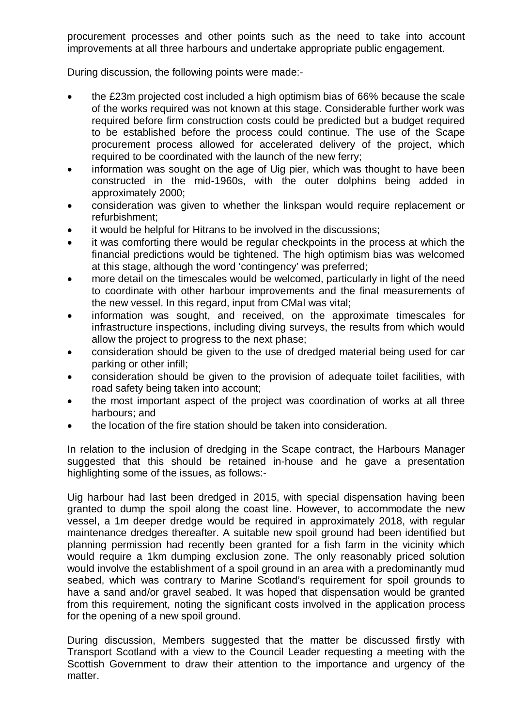procurement processes and other points such as the need to take into account improvements at all three harbours and undertake appropriate public engagement.

During discussion, the following points were made:-

- the £23m projected cost included a high optimism bias of 66% because the scale of the works required was not known at this stage. Considerable further work was required before firm construction costs could be predicted but a budget required to be established before the process could continue. The use of the Scape procurement process allowed for accelerated delivery of the project, which required to be coordinated with the launch of the new ferry;
- information was sought on the age of Uig pier, which was thought to have been constructed in the mid-1960s, with the outer dolphins being added in approximately 2000;
- consideration was given to whether the linkspan would require replacement or refurbishment;
- it would be helpful for Hitrans to be involved in the discussions;
- it was comforting there would be regular checkpoints in the process at which the financial predictions would be tightened. The high optimism bias was welcomed at this stage, although the word 'contingency' was preferred;
- more detail on the timescales would be welcomed, particularly in light of the need to coordinate with other harbour improvements and the final measurements of the new vessel. In this regard, input from CMal was vital;
- information was sought, and received, on the approximate timescales for infrastructure inspections, including diving surveys, the results from which would allow the project to progress to the next phase;
- consideration should be given to the use of dredged material being used for car parking or other infill;
- consideration should be given to the provision of adequate toilet facilities, with road safety being taken into account;
- the most important aspect of the project was coordination of works at all three harbours; and
- the location of the fire station should be taken into consideration.

In relation to the inclusion of dredging in the Scape contract, the Harbours Manager suggested that this should be retained in-house and he gave a presentation highlighting some of the issues, as follows:-

Uig harbour had last been dredged in 2015, with special dispensation having been granted to dump the spoil along the coast line. However, to accommodate the new vessel, a 1m deeper dredge would be required in approximately 2018, with regular maintenance dredges thereafter. A suitable new spoil ground had been identified but planning permission had recently been granted for a fish farm in the vicinity which would require a 1km dumping exclusion zone. The only reasonably priced solution would involve the establishment of a spoil ground in an area with a predominantly mud seabed, which was contrary to Marine Scotland's requirement for spoil grounds to have a sand and/or gravel seabed. It was hoped that dispensation would be granted from this requirement, noting the significant costs involved in the application process for the opening of a new spoil ground.

During discussion, Members suggested that the matter be discussed firstly with Transport Scotland with a view to the Council Leader requesting a meeting with the Scottish Government to draw their attention to the importance and urgency of the matter.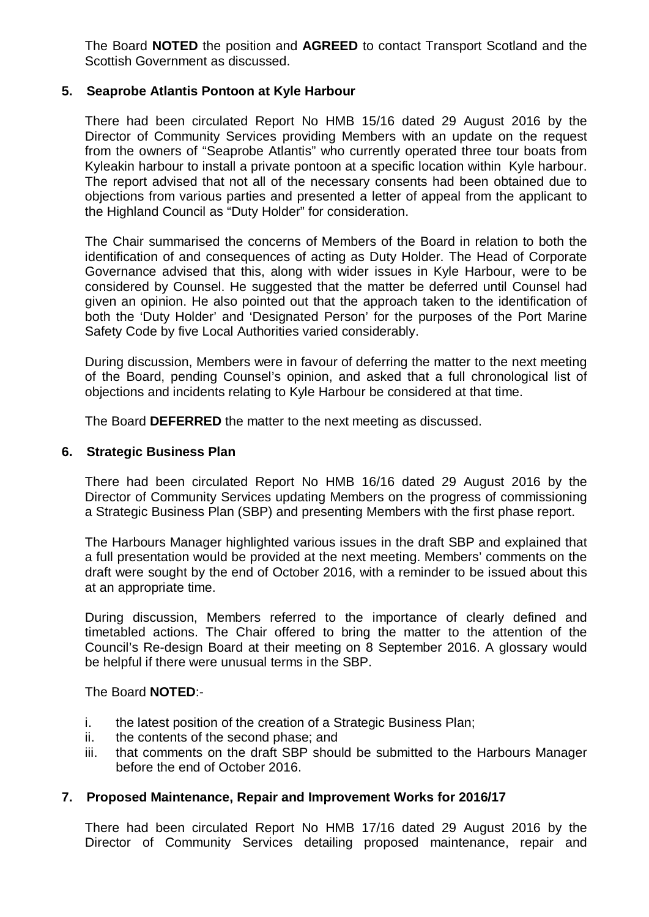The Board **NOTED** the position and **AGREED** to contact Transport Scotland and the Scottish Government as discussed.

### 5. Seaprobe Atlantis Pontoon at Kyle Harbour

There had been circulated Report No HMB 15/16 dated 29 August 2016 by the Director of Community Services providing Members with an update on the request from the owners of "Seaprobe Atlantis" who currently operated three tour boats from Kyleakin harbour to install a private pontoon at a specific location within Kyle harbour. The report advised that not all of the necessary consents had been obtained due to objections from various parties and presented a letter of appeal from the applicant to the Highland Council as "Duty Holder" for consideration.

The Chair summarised the concerns of Members of the Board in relation to both the identification of and consequences of acting as Duty Holder. The Head of Corporate Governance advised that this, along with wider issues in Kyle Harbour, were to be considered by Counsel. He suggested that the matter be deferred until Counsel had given an opinion. He also pointed out that the approach taken to the identification of both the 'Duty Holder' and 'Designated Person' for the purposes of the Port Marine Safety Code by five Local Authorities varied considerably.

During discussion, Members were in favour of deferring the matter to the next meeting of the Board, pending Counsel's opinion, and asked that a full chronological list of objections and incidents relating to Kyle Harbour be considered at that time.

The Board **DEFERRED** the matter to the next meeting as discussed.

### 6. Strategic Business Plan

There had been circulated Report No HMB 16/16 dated 29 August 2016 by the Director of Community Services updating Members on the progress of commissioning a Strategic Business Plan (SBP) and presenting Members with the first phase report.

The Harbours Manager highlighted various issues in the draft SBP and explained that a full presentation would be provided at the next meeting. Members' comments on the draft were sought by the end of October 2016, with a reminder to be issued about this at an appropriate time.

During discussion, Members referred to the importance of clearly defined and timetabled actions. The Chair offered to bring the matter to the attention of the Council's Re-design Board at their meeting on 8 September 2016. A glossary would be helpful if there were unusual terms in the SBP.

The Board **NOTED**:-

i. the latest position of the creation of a Strategic Business Plan;
ii. the contents of the second phase; and
iii. that comments on the draft SBP should be submitted to the Harbours Manager before the end of October 2016.

### 7. Proposed Maintenance, Repair and Improvement Works for 2016/17

There had been circulated Report No HMB 17/16 dated 29 August 2016 by the Director of Community Services detailing proposed maintenance, repair and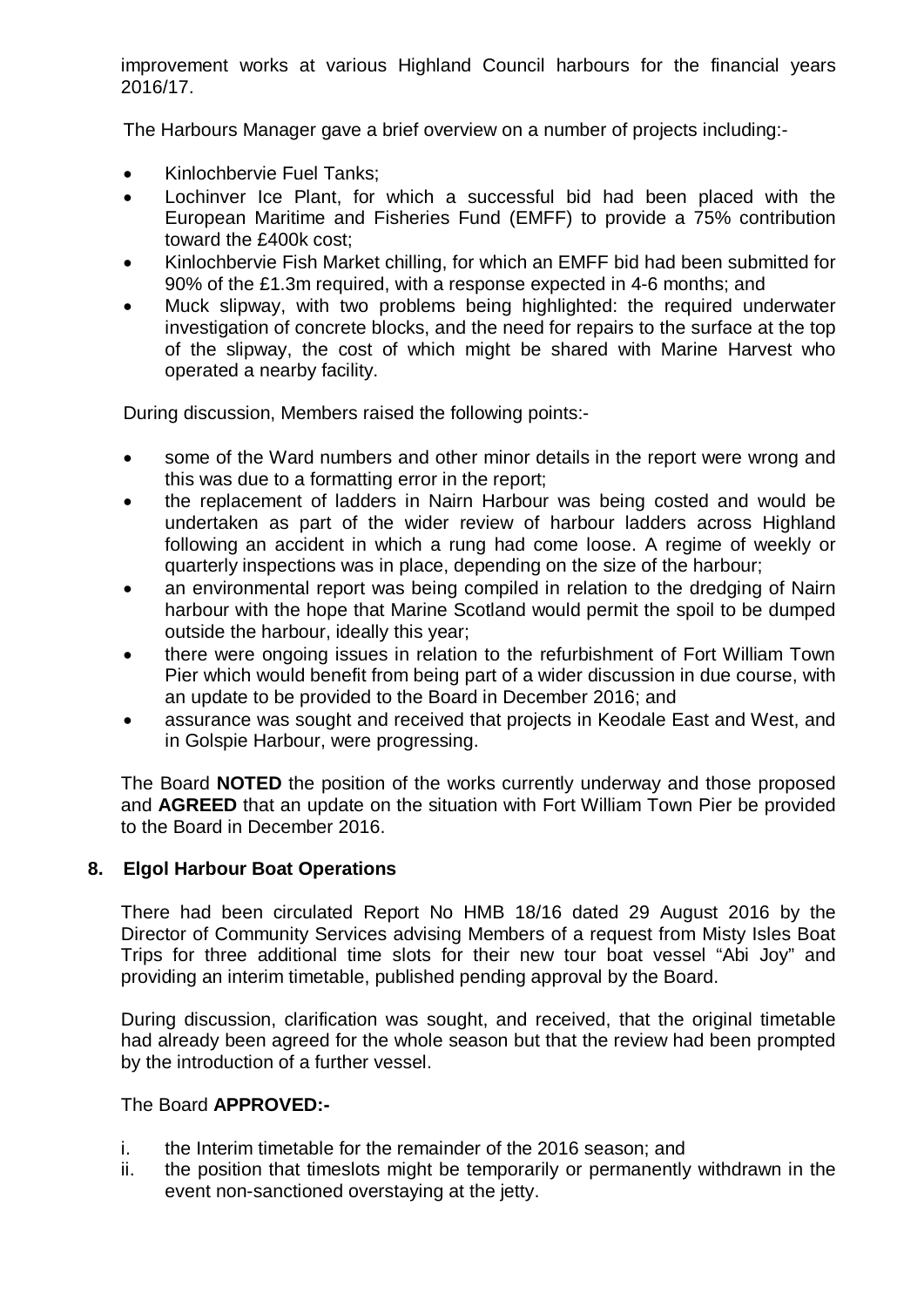improvement works at various Highland Council harbours for the financial years 2016/17.

The Harbours Manager gave a brief overview on a number of projects including:-

- Kinlochbervie Fuel Tanks;
- Lochinver Ice Plant, for which a successful bid had been placed with the European Maritime and Fisheries Fund (EMFF) to provide a 75% contribution toward the £400k cost;
- Kinlochbervie Fish Market chilling, for which an EMFF bid had been submitted for 90% of the £1.3m required, with a response expected in 4-6 months; and
- Muck slipway, with two problems being highlighted: the required underwater investigation of concrete blocks, and the need for repairs to the surface at the top of the slipway, the cost of which might be shared with Marine Harvest who operated a nearby facility.

During discussion, Members raised the following points:-

- some of the Ward numbers and other minor details in the report were wrong and this was due to a formatting error in the report;
- the replacement of ladders in Nairn Harbour was being costed and would be undertaken as part of the wider review of harbour ladders across Highland following an accident in which a rung had come loose. A regime of weekly or quarterly inspections was in place, depending on the size of the harbour;
- an environmental report was being compiled in relation to the dredging of Nairn harbour with the hope that Marine Scotland would permit the spoil to be dumped outside the harbour, ideally this year;
- there were ongoing issues in relation to the refurbishment of Fort William Town Pier which would benefit from being part of a wider discussion in due course, with an update to be provided to the Board in December 2016; and
- assurance was sought and received that projects in Keodale East and West, and in Golspie Harbour, were progressing.

The Board **NOTED** the position of the works currently underway and those proposed and **AGREED** that an update on the situation with Fort William Town Pier be provided to the Board in December 2016.

## 8. Elgol Harbour Boat Operations

There had been circulated Report No HMB 18/16 dated 29 August 2016 by the Director of Community Services advising Members of a request from Misty Isles Boat Trips for three additional time slots for their new tour boat vessel "Abi Joy" and providing an interim timetable, published pending approval by the Board.

During discussion, clarification was sought, and received, that the original timetable had already been agreed for the whole season but that the review had been prompted by the introduction of a further vessel.

The Board **APPROVED:-**

i. the Interim timetable for the remainder of the 2016 season; and
ii. the position that timeslots might be temporarily or permanently withdrawn in the event non-sanctioned overstaying at the jetty.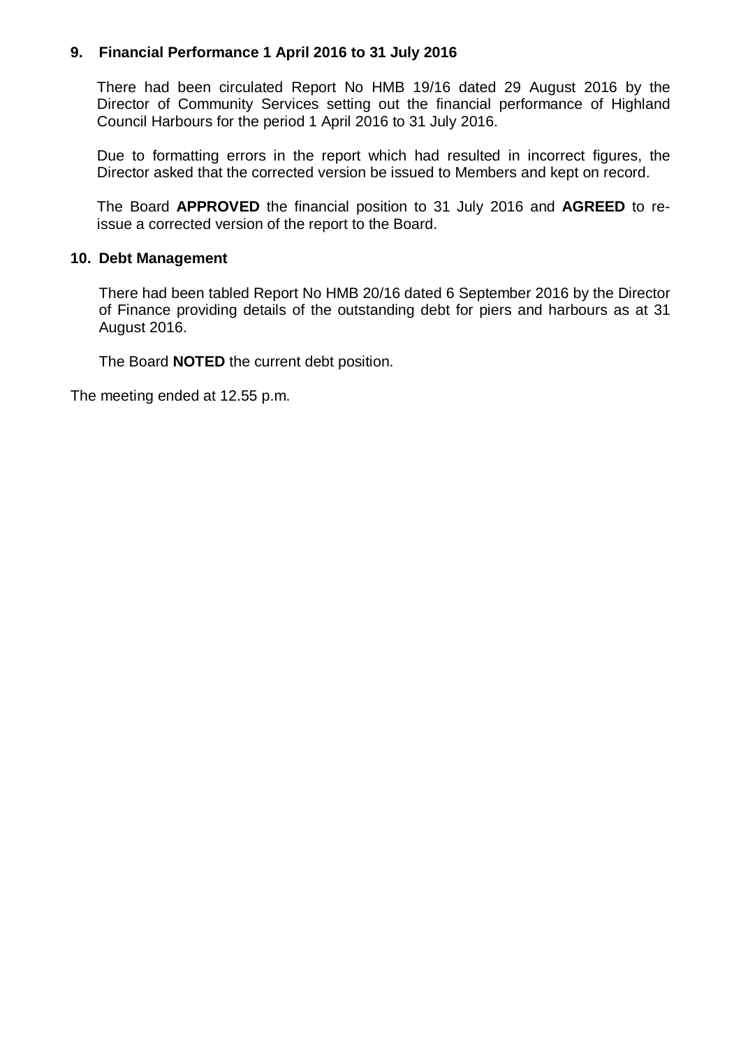### 9. Financial Performance 1 April 2016 to 31 July 2016

There had been circulated Report No HMB 19/16 dated 29 August 2016 by the Director of Community Services setting out the financial performance of Highland Council Harbours for the period 1 April 2016 to 31 July 2016.

Due to formatting errors in the report which had resulted in incorrect figures, the Director asked that the corrected version be issued to Members and kept on record.

The Board **APPROVED** the financial position to 31 July 2016 and **AGREED** to re-issue a corrected version of the report to the Board.

### 10. Debt Management

There had been tabled Report No HMB 20/16 dated 6 September 2016 by the Director of Finance providing details of the outstanding debt for piers and harbours as at 31 August 2016.

The Board **NOTED** the current debt position.

The meeting ended at 12.55 p.m.